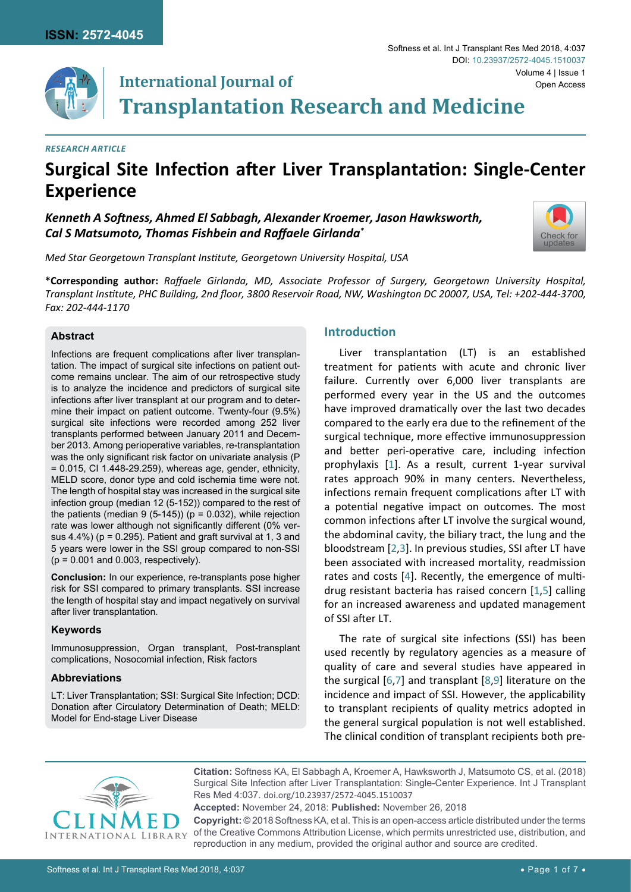*RESEARCH ARTICLE*

# Surgical Site Infection after Liver Transplantation: Single-Center Experience

***Kenneth A Softness, Ahmed El Sabbagh, Alexander Kroemer, Jason Hawksworth, Cal S Matsumoto, Thomas Fishbein and Raffaele Girlanda[*]***

*Med Star Georgetown Transplant Institute, Georgetown University Hospital, USA*

**\*Corresponding author:** *Raffaele Girlanda, MD, Associate Professor of Surgery, Georgetown University Hospital, Transplant Institute, PHC Building, 2nd floor, 3800 Reservoir Road, NW, Washington DC 20007, USA, Tel: +202-444-3700, Fax: 202-444-1170*

### Abstract

Infections are frequent complications after liver transplantation. The impact of surgical site infections on patient outcome remains unclear. The aim of our retrospective study is to analyze the incidence and predictors of surgical site infections after liver transplant at our program and to determine their impact on patient outcome. Twenty-four (9.5%) surgical site infections were recorded among 252 liver transplants performed between January 2011 and December 2013. Among perioperative variables, re-transplantation was the only significant risk factor on univariate analysis (P = 0.015, CI 1.448-29.259), whereas age, gender, ethnicity, MELD score, donor type and cold ischemia time were not. The length of hospital stay was increased in the surgical site infection group (median 12 (5-152)) compared to the rest of the patients (median 9 (5-145)) (p = 0.032), while rejection rate was lower although not significantly different (0% versus 4.4%) (p = 0.295). Patient and graft survival at 1, 3 and 5 years were lower in the SSI group compared to non-SSI (p = 0.001 and 0.003, respectively).

**Conclusion:** In our experience, re-transplants pose higher risk for SSI compared to primary transplants. SSI increase the length of hospital stay and impact negatively on survival after liver transplantation.

### Keywords

Immunosuppression, Organ transplant, Post-transplant complications, Nosocomial infection, Risk factors

### Abbreviations

LT: Liver Transplantation; SSI: Surgical Site Infection; DCD: Donation after Circulatory Determination of Death; MELD: Model for End-stage Liver Disease

## Introduction

Liver transplantation (LT) is an established treatment for patients with acute and chronic liver failure. Currently over 6,000 liver transplants are performed every year in the US and the outcomes have improved dramatically over the last two decades compared to the early era due to the refinement of the surgical technique, more effective immunosuppression and better peri-operative care, including infection prophylaxis [1]. As a result, current 1-year survival rates approach 90% in many centers. Nevertheless, infections remain frequent complications after LT with a potential negative impact on outcomes. The most common infections after LT involve the surgical wound, the abdominal cavity, the biliary tract, the lung and the bloodstream [2,3]. In previous studies, SSI after LT have been associated with increased mortality, readmission rates and costs [4]. Recently, the emergence of multi-drug resistant bacteria has raised concern [1,5] calling for an increased awareness and updated management of SSI after LT.

The rate of surgical site infections (SSI) has been used recently by regulatory agencies as a measure of quality of care and several studies have appeared in the surgical [6,7] and transplant [8,9] literature on the incidence and impact of SSI. However, the applicability to transplant recipients of quality metrics adopted in the general surgical population is not well established. The clinical condition of transplant recipients both pre-

**Citation:** Softness KA, El Sabbagh A, Kroemer A, Hawksworth J, Matsumoto CS, et al. (2018) Surgical Site Infection after Liver Transplantation: Single-Center Experience. Int J Transplant Res Med 4:037. doi.org/10.23937/2572-4045.1510037

**Accepted:** November 24, 2018: **Published:** November 26, 2018

**Copyright:** © 2018 Softness KA, et al. This is an open-access article distributed under the terms of the Creative Commons Attribution License, which permits unrestricted use, distribution, and reproduction in any medium, provided the original author and source are credited.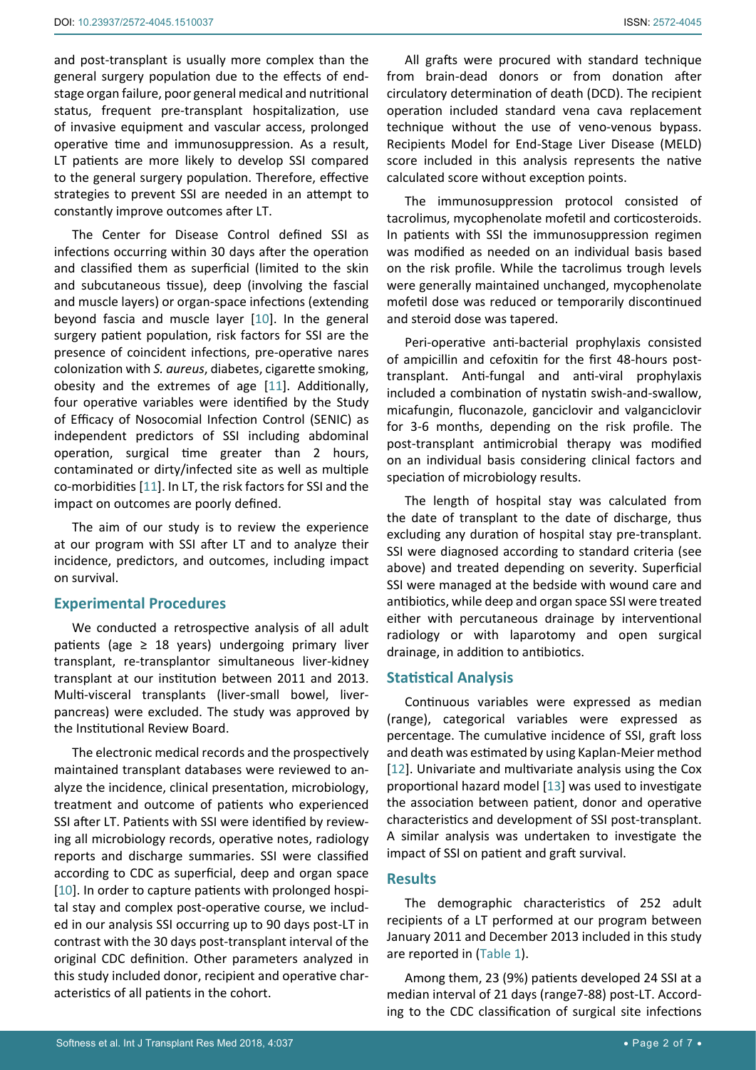and post-transplant is usually more complex than the general surgery population due to the effects of end-stage organ failure, poor general medical and nutritional status, frequent pre-transplant hospitalization, use of invasive equipment and vascular access, prolonged operative time and immunosuppression. As a result, LT patients are more likely to develop SSI compared to the general surgery population. Therefore, effective strategies to prevent SSI are needed in an attempt to constantly improve outcomes after LT.

The Center for Disease Control defined SSI as infections occurring within 30 days after the operation and classified them as superficial (limited to the skin and subcutaneous tissue), deep (involving the fascial and muscle layers) or organ-space infections (extending beyond fascia and muscle layer [10]. In the general surgery patient population, risk factors for SSI are the presence of coincident infections, pre-operative nares colonization with *S. aureus*, diabetes, cigarette smoking, obesity and the extremes of age [11]. Additionally, four operative variables were identified by the Study of Efficacy of Nosocomial Infection Control (SENIC) as independent predictors of SSI including abdominal operation, surgical time greater than 2 hours, contaminated or dirty/infected site as well as multiple co-morbidities [11]. In LT, the risk factors for SSI and the impact on outcomes are poorly defined.

The aim of our study is to review the experience at our program with SSI after LT and to analyze their incidence, predictors, and outcomes, including impact on survival.

## Experimental Procedures

We conducted a retrospective analysis of all adult patients (age ≥ 18 years) undergoing primary liver transplant, re-transplantor simultaneous liver-kidney transplant at our institution between 2011 and 2013. Multi-visceral transplants (liver-small bowel, liver-pancreas) were excluded. The study was approved by the Institutional Review Board.

The electronic medical records and the prospectively maintained transplant databases were reviewed to analyze the incidence, clinical presentation, microbiology, treatment and outcome of patients who experienced SSI after LT. Patients with SSI were identified by reviewing all microbiology records, operative notes, radiology reports and discharge summaries. SSI were classified according to CDC as superficial, deep and organ space [10]. In order to capture patients with prolonged hospital stay and complex post-operative course, we included in our analysis SSI occurring up to 90 days post-LT in contrast with the 30 days post-transplant interval of the original CDC definition. Other parameters analyzed in this study included donor, recipient and operative characteristics of all patients in the cohort.

All grafts were procured with standard technique from brain-dead donors or from donation after circulatory determination of death (DCD). The recipient operation included standard vena cava replacement technique without the use of veno-venous bypass. Recipients Model for End-Stage Liver Disease (MELD) score included in this analysis represents the native calculated score without exception points.

The immunosuppression protocol consisted of tacrolimus, mycophenolate mofetil and corticosteroids. In patients with SSI the immunosuppression regimen was modified as needed on an individual basis based on the risk profile. While the tacrolimus trough levels were generally maintained unchanged, mycophenolate mofetil dose was reduced or temporarily discontinued and steroid dose was tapered.

Peri-operative anti-bacterial prophylaxis consisted of ampicillin and cefoxitin for the first 48-hours post-transplant. Anti-fungal and anti-viral prophylaxis included a combination of nystatin swish-and-swallow, micafungin, fluconazole, ganciclovir and valganciclovir for 3-6 months, depending on the risk profile. The post-transplant antimicrobial therapy was modified on an individual basis considering clinical factors and speciation of microbiology results.

The length of hospital stay was calculated from the date of transplant to the date of discharge, thus excluding any duration of hospital stay pre-transplant. SSI were diagnosed according to standard criteria (see above) and treated depending on severity. Superficial SSI were managed at the bedside with wound care and antibiotics, while deep and organ space SSI were treated either with percutaneous drainage by interventional radiology or with laparotomy and open surgical drainage, in addition to antibiotics.

## Statistical Analysis

Continuous variables were expressed as median (range), categorical variables were expressed as percentage. The cumulative incidence of SSI, graft loss and death was estimated by using Kaplan-Meier method [12]. Univariate and multivariate analysis using the Cox proportional hazard model [13] was used to investigate the association between patient, donor and operative characteristics and development of SSI post-transplant. A similar analysis was undertaken to investigate the impact of SSI on patient and graft survival.

## Results

The demographic characteristics of 252 adult recipients of a LT performed at our program between January 2011 and December 2013 included in this study are reported in (Table 1).

Among them, 23 (9%) patients developed 24 SSI at a median interval of 21 days (range7-88) post-LT. According to the CDC classification of surgical site infections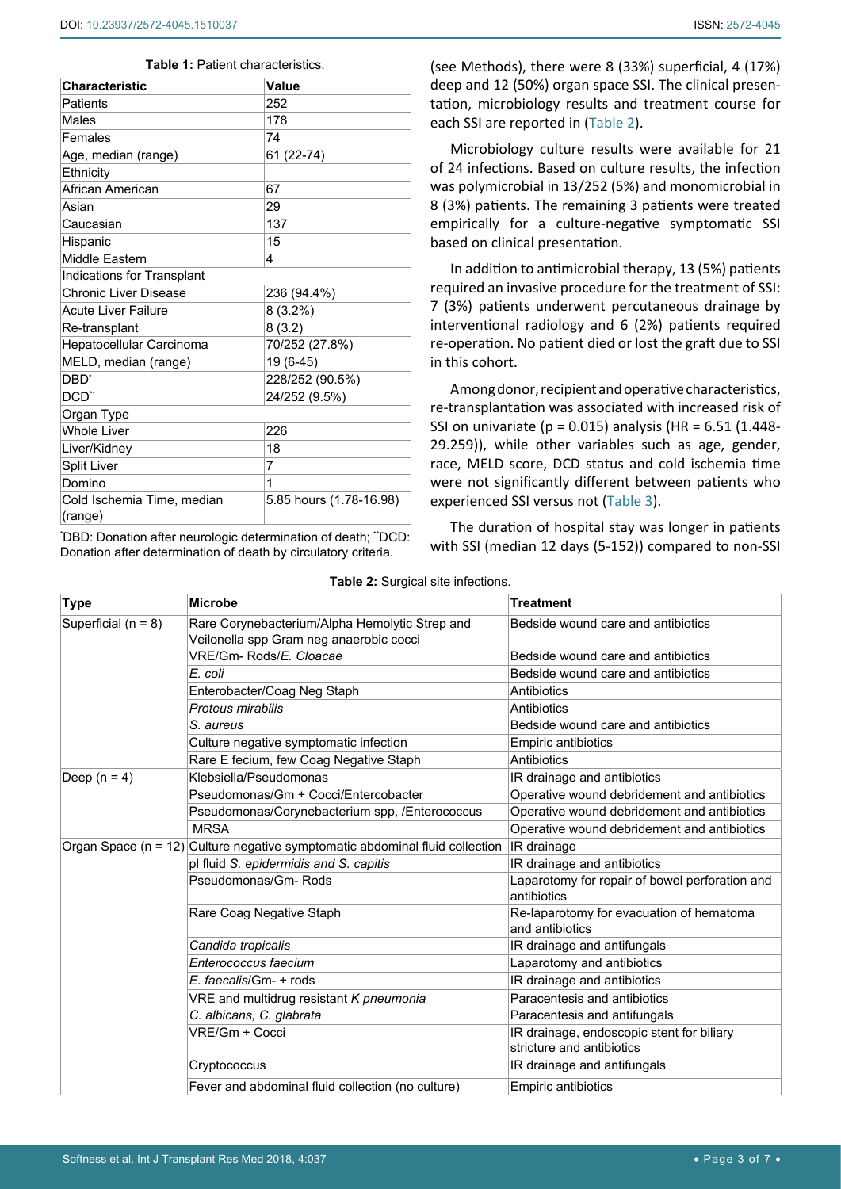**Table 1:** Patient characteristics.

| Characteristic | Value |
|---|---|
| Patients | 252 |
| Males | 178 |
| Females | 74 |
| Age, median (range) | 61 (22-74) |
| Ethnicity | |
| African American | 67 |
| Asian | 29 |
| Caucasian | 137 |
| Hispanic | 15 |
| Middle Eastern | 4 |
| Indications for Transplant | |
| Chronic Liver Disease | 236 (94.4%) |
| Acute Liver Failure | 8 (3.2%) |
| Re-transplant | 8 (3.2) |
| Hepatocellular Carcinoma | 70/252 (27.8%) |
| MELD, median (range) | 19 (6-45) |
| DBD* | 228/252 (90.5%) |
| DCD** | 24/252 (9.5%) |
| Organ Type | |
| Whole Liver | 226 |
| Liver/Kidney | 18 |
| Split Liver | 7 |
| Domino | 1 |
| Cold Ischemia Time, median (range) | 5.85 hours (1.78-16.98) |

*DBD: Donation after neurologic determination of death; **DCD: Donation after determination of death by circulatory criteria.

(see Methods), there were 8 (33%) superficial, 4 (17%) deep and 12 (50%) organ space SSI. The clinical presentation, microbiology results and treatment course for each SSI are reported in (Table 2).

Microbiology culture results were available for 21 of 24 infections. Based on culture results, the infection was polymicrobial in 13/252 (5%) and monomicrobial in 8 (3%) patients. The remaining 3 patients were treated empirically for a culture-negative symptomatic SSI based on clinical presentation.

In addition to antimicrobial therapy, 13 (5%) patients required an invasive procedure for the treatment of SSI: 7 (3%) patients underwent percutaneous drainage by interventional radiology and 6 (2%) patients required re-operation. No patient died or lost the graft due to SSI in this cohort.

Among donor, recipient and operative characteristics, re-transplantation was associated with increased risk of SSI on univariate (p = 0.015) analysis (HR = 6.51 (1.448-29.259)), while other variables such as age, gender, race, MELD score, DCD status and cold ischemia time were not significantly different between patients who experienced SSI versus not (Table 3).

The duration of hospital stay was longer in patients with SSI (median 12 days (5-152)) compared to non-SSI

**Table 2:** Surgical site infections.

| Type | Microbe | Treatment |
|---|---|---|
| Superficial (n = 8) | Rare Corynebacterium/Alpha Hemolytic Strep and Veilonella spp Gram neg anaerobic cocci | Bedside wound care and antibiotics |
| | VRE/Gm- Rods/*E. Cloacae* | Bedside wound care and antibiotics |
| | *E. coli* | Bedside wound care and antibiotics |
| | Enterobacter/Coag Neg Staph | Antibiotics |
| | *Proteus mirabilis* | Antibiotics |
| | *S. aureus* | Bedside wound care and antibiotics |
| | Culture negative symptomatic infection | Empiric antibiotics |
| | Rare E fecium, few Coag Negative Staph | Antibiotics |
| Deep (n = 4) | Klebsiella/Pseudomonas | IR drainage and antibiotics |
| | Pseudomonas/Gm + Cocci/Entercobacter | Operative wound debridement and antibiotics |
| | Pseudomonas/Corynebacterium spp, /Enterococcus | Operative wound debridement and antibiotics |
| | MRSA | Operative wound debridement and antibiotics |
| Organ Space (n = 12) | Culture negative symptomatic abdominal fluid collection | IR drainage |
| | pl fluid *S. epidermidis and S. capitis* | IR drainage and antibiotics |
| | Pseudomonas/Gm- Rods | Laparotomy for repair of bowel perforation and antibiotics |
| | Rare Coag Negative Staph | Re-laparotomy for evacuation of hematoma and antibiotics |
| | *Candida tropicalis* | IR drainage and antifungals |
| | *Enterococcus faecium* | Laparotomy and antibiotics |
| | *E. faecalis*/Gm- + rods | IR drainage and antibiotics |
| | VRE and multidrug resistant *K pneumonia* | Paracentesis and antibiotics |
| | *C. albicans, C. glabrata* | Paracentesis and antifungals |
| | VRE/Gm + Cocci | IR drainage, endoscopic stent for biliary stricture and antibiotics |
| | Cryptococcus | IR drainage and antifungals |
| | Fever and abdominal fluid collection (no culture) | Empiric antibiotics |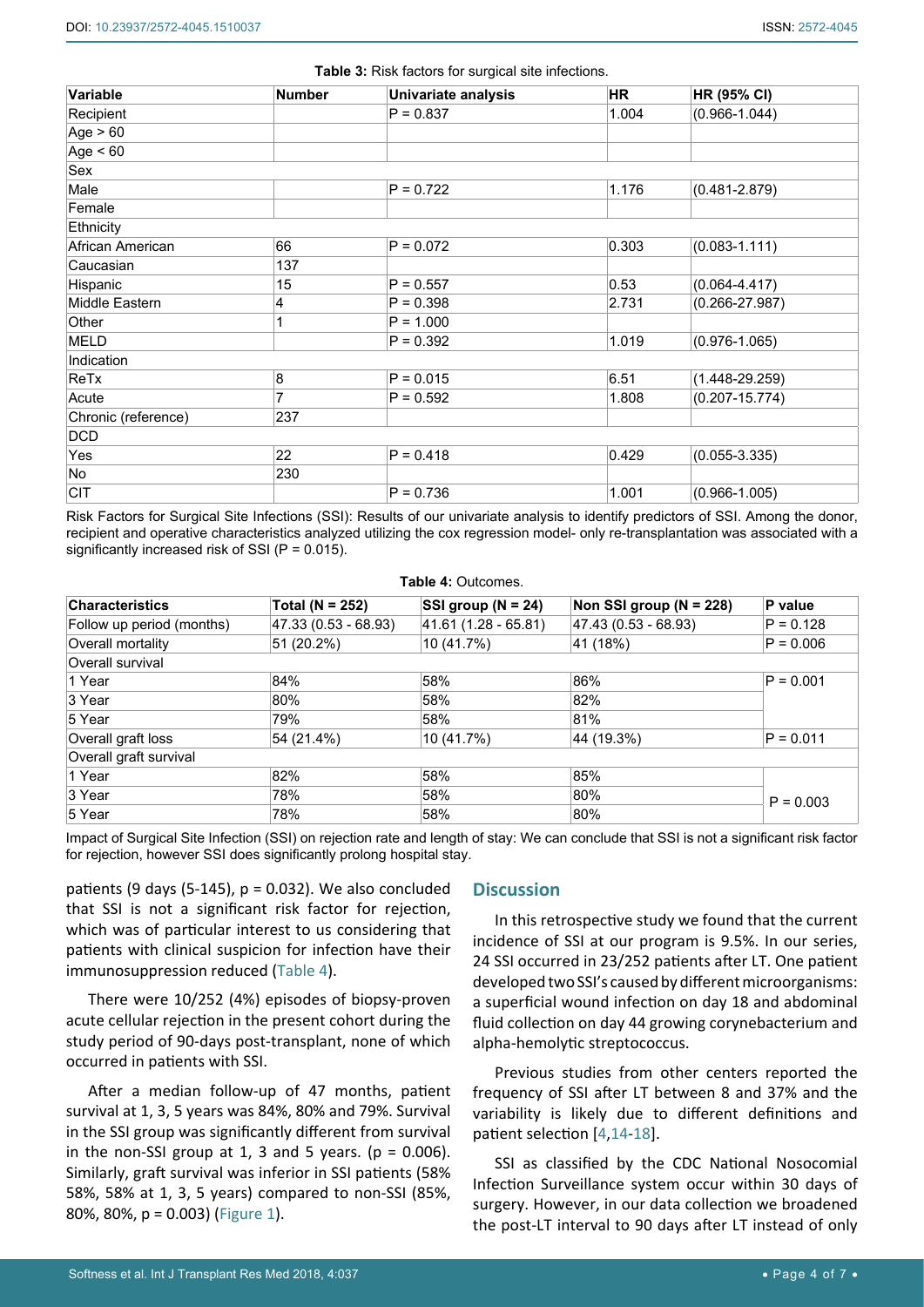**Table 3:** Risk factors for surgical site infections.

| Variable | Number | Univariate analysis | HR | HR (95% CI) |
|---|---|---|---|---|
| Recipient | | P = 0.837 | 1.004 | (0.966-1.044) |
| Age > 60 | | | | |
| Age < 60 | | | | |
| Sex | | | | |
| Male | | P = 0.722 | 1.176 | (0.481-2.879) |
| Female | | | | |
| Ethnicity | | | | |
| African American | 66 | P = 0.072 | 0.303 | (0.083-1.111) |
| Caucasian | 137 | | | |
| Hispanic | 15 | P = 0.557 | 0.53 | (0.064-4.417) |
| Middle Eastern | 4 | P = 0.398 | 2.731 | (0.266-27.987) |
| Other | 1 | P = 1.000 | | |
| MELD | | P = 0.392 | 1.019 | (0.976-1.065) |
| Indication | | | | |
| ReTx | 8 | P = 0.015 | 6.51 | (1.448-29.259) |
| Acute | 7 | P = 0.592 | 1.808 | (0.207-15.774) |
| Chronic (reference) | 237 | | | |
| DCD | | | | |
| Yes | 22 | P = 0.418 | 0.429 | (0.055-3.335) |
| No | 230 | | | |
| CIT | | P = 0.736 | 1.001 | (0.966-1.005) |

Risk Factors for Surgical Site Infections (SSI): Results of our univariate analysis to identify predictors of SSI. Among the donor, recipient and operative characteristics analyzed utilizing the cox regression model- only re-transplantation was associated with a significantly increased risk of SSI (P = 0.015).

**Table 4:** Outcomes.

| Characteristics | Total (N = 252) | SSI group (N = 24) | Non SSI group (N = 228) | P value |
|---|---|---|---|---|
| Follow up period (months) | 47.33 (0.53 - 68.93) | 41.61 (1.28 - 65.81) | 47.43 (0.53 - 68.93) | P = 0.128 |
| Overall mortality | 51 (20.2%) | 10 (41.7%) | 41 (18%) | P = 0.006 |
| Overall survival | | | | |
| 1 Year | 84% | 58% | 86% | P = 0.001 |
| 3 Year | 80% | 58% | 82% | |
| 5 Year | 79% | 58% | 81% | |
| Overall graft loss | 54 (21.4%) | 10 (41.7%) | 44 (19.3%) | P = 0.011 |
| Overall graft survival | | | | |
| 1 Year | 82% | 58% | 85% | P = 0.003 |
| 3 Year | 78% | 58% | 80% | |
| 5 Year | 78% | 58% | 80% | |

Impact of Surgical Site Infection (SSI) on rejection rate and length of stay: We can conclude that SSI is not a significant risk factor for rejection, however SSI does significantly prolong hospital stay.

patients (9 days (5-145), p = 0.032). We also concluded that SSI is not a significant risk factor for rejection, which was of particular interest to us considering that patients with clinical suspicion for infection have their immunosuppression reduced (Table 4).

There were 10/252 (4%) episodes of biopsy-proven acute cellular rejection in the present cohort during the study period of 90-days post-transplant, none of which occurred in patients with SSI.

After a median follow-up of 47 months, patient survival at 1, 3, 5 years was 84%, 80% and 79%. Survival in the SSI group was significantly different from survival in the non-SSI group at 1, 3 and 5 years. (p = 0.006). Similarly, graft survival was inferior in SSI patients (58% 58%, 58% at 1, 3, 5 years) compared to non-SSI (85%, 80%, 80%, p = 0.003) (Figure 1).

## Discussion

In this retrospective study we found that the current incidence of SSI at our program is 9.5%. In our series, 24 SSI occurred in 23/252 patients after LT. One patient developed two SSI's caused by different microorganisms: a superficial wound infection on day 18 and abdominal fluid collection on day 44 growing corynebacterium and alpha-hemolytic streptococcus.

Previous studies from other centers reported the frequency of SSI after LT between 8 and 37% and the variability is likely due to different definitions and patient selection [4,14-18].

SSI as classified by the CDC National Nosocomial Infection Surveillance system occur within 30 days of surgery. However, in our data collection we broadened the post-LT interval to 90 days after LT instead of only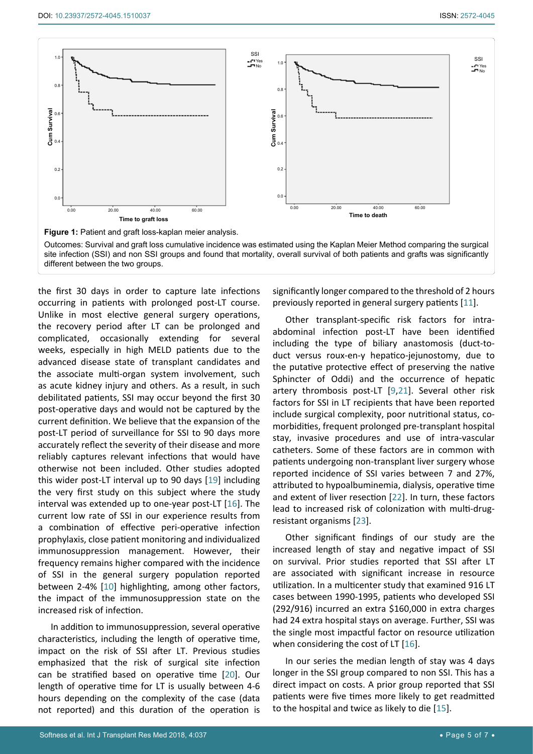**Figure 1:** Patient and graft loss-kaplan meier analysis.

Outcomes: Survival and graft loss cumulative incidence was estimated using the Kaplan Meier Method comparing the surgical site infection (SSI) and non SSI groups and found that mortality, overall survival of both patients and grafts was significantly different between the two groups.

the first 30 days in order to capture late infections occurring in patients with prolonged post-LT course. Unlike in most elective general surgery operations, the recovery period after LT can be prolonged and complicated, occasionally extending for several weeks, especially in high MELD patients due to the advanced disease state of transplant candidates and the associate multi-organ system involvement, such as acute kidney injury and others. As a result, in such debilitated patients, SSI may occur beyond the first 30 post-operative days and would not be captured by the current definition. We believe that the expansion of the post-LT period of surveillance for SSI to 90 days more accurately reflect the severity of their disease and more reliably captures relevant infections that would have otherwise not been included. Other studies adopted this wider post-LT interval up to 90 days [19] including the very first study on this subject where the study interval was extended up to one-year post-LT [16]. The current low rate of SSI in our experience results from a combination of effective peri-operative infection prophylaxis, close patient monitoring and individualized immunosuppression management. However, their frequency remains higher compared with the incidence of SSI in the general surgery population reported between 2-4% [10] highlighting, among other factors, the impact of the immunosuppression state on the increased risk of infection.

In addition to immunosuppression, several operative characteristics, including the length of operative time, impact on the risk of SSI after LT. Previous studies emphasized that the risk of surgical site infection can be stratified based on operative time [20]. Our length of operative time for LT is usually between 4-6 hours depending on the complexity of the case (data not reported) and this duration of the operation is significantly longer compared to the threshold of 2 hours previously reported in general surgery patients [11].

Other transplant-specific risk factors for intra-abdominal infection post-LT have been identified including the type of biliary anastomosis (duct-to-duct versus roux-en-y hepatico-jejunostomy, due to the putative protective effect of preserving the native Sphincter of Oddi) and the occurrence of hepatic artery thrombosis post-LT [9,21]. Several other risk factors for SSI in LT recipients that have been reported include surgical complexity, poor nutritional status, co-morbidities, frequent prolonged pre-transplant hospital stay, invasive procedures and use of intra-vascular catheters. Some of these factors are in common with patients undergoing non-transplant liver surgery whose reported incidence of SSI varies between 7 and 27%, attributed to hypoalbuminemia, dialysis, operative time and extent of liver resection [22]. In turn, these factors lead to increased risk of colonization with multi-drug-resistant organisms [23].

Other significant findings of our study are the increased length of stay and negative impact of SSI on survival. Prior studies reported that SSI after LT are associated with significant increase in resource utilization. In a multicenter study that examined 916 LT cases between 1990-1995, patients who developed SSI (292/916) incurred an extra $160,000 in extra charges had 24 extra hospital stays on average. Further, SSI was the single most impactful factor on resource utilization when considering the cost of LT [16].

In our series the median length of stay was 4 days longer in the SSI group compared to non SSI. This has a direct impact on costs. A prior group reported that SSI patients were five times more likely to get readmitted to the hospital and twice as likely to die [15].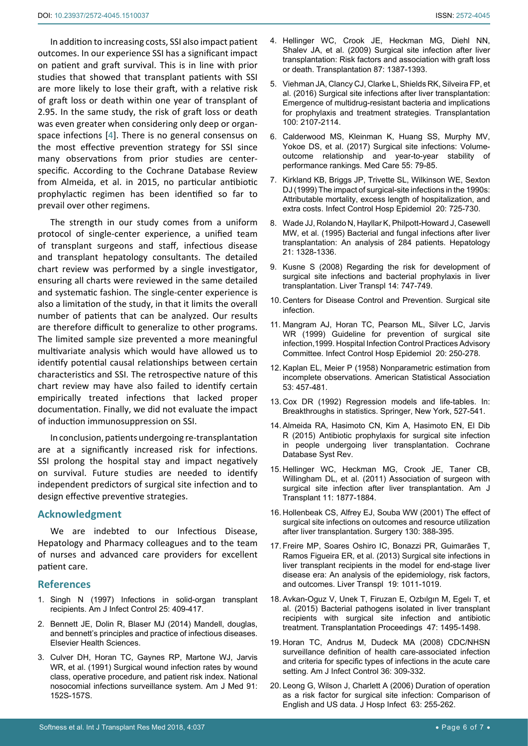In addition to increasing costs, SSI also impact patient outcomes. In our experience SSI has a significant impact on patient and graft survival. This is in line with prior studies that showed that transplant patients with SSI are more likely to lose their graft, with a relative risk of graft loss or death within one year of transplant of 2.95. In the same study, the risk of graft loss or death was even greater when considering only deep or organ-space infections [4]. There is no general consensus on the most effective prevention strategy for SSI since many observations from prior studies are center-specific. According to the Cochrane Database Review from Almeida, et al. in 2015, no particular antibiotic prophylactic regimen has been identified so far to prevail over other regimens.

The strength in our study comes from a uniform protocol of single-center experience, a unified team of transplant surgeons and staff, infectious disease and transplant hepatology consultants. The detailed chart review was performed by a single investigator, ensuring all charts were reviewed in the same detailed and systematic fashion. The single-center experience is also a limitation of the study, in that it limits the overall number of patients that can be analyzed. Our results are therefore difficult to generalize to other programs. The limited sample size prevented a more meaningful multivariate analysis which would have allowed us to identify potential causal relationships between certain characteristics and SSI. The retrospective nature of this chart review may have also failed to identify certain empirically treated infections that lacked proper documentation. Finally, we did not evaluate the impact of induction immunosuppression on SSI.

In conclusion, patients undergoing re-transplantation are at a significantly increased risk for infections. SSI prolong the hospital stay and impact negatively on survival. Future studies are needed to identify independent predictors of surgical site infection and to design effective preventive strategies.

## Acknowledgment

We are indebted to our Infectious Disease, Hepatology and Pharmacy colleagues and to the team of nurses and advanced care providers for excellent patient care.

## References

1. Singh N (1997) Infections in solid-organ transplant recipients. Am J Infect Control 25: 409-417.
2. Bennett JE, Dolin R, Blaser MJ (2014) Mandell, douglas, and bennett's principles and practice of infectious diseases. Elsevier Health Sciences.
3. Culver DH, Horan TC, Gaynes RP, Martone WJ, Jarvis WR, et al. (1991) Surgical wound infection rates by wound class, operative procedure, and patient risk index. National nosocomial infections surveillance system. Am J Med 91: 152S-157S.
4. Hellinger WC, Crook JE, Heckman MG, Diehl NN, Shalev JA, et al. (2009) Surgical site infection after liver transplantation: Risk factors and association with graft loss or death. Transplantation 87: 1387-1393.
5. Viehman JA, Clancy CJ, Clarke L, Shields RK, Silveira FP, et al. (2016) Surgical site infections after liver transplantation: Emergence of multidrug-resistant bacteria and implications for prophylaxis and treatment strategies. Transplantation 100: 2107-2114.
6. Calderwood MS, Kleinman K, Huang SS, Murphy MV, Yokoe DS, et al. (2017) Surgical site infections: Volume-outcome relationship and year-to-year stability of performance rankings. Med Care 55: 79-85.
7. Kirkland KB, Briggs JP, Trivette SL, Wilkinson WE, Sexton DJ (1999) The impact of surgical-site infections in the 1990s: Attributable mortality, excess length of hospitalization, and extra costs. Infect Control Hosp Epidemiol 20: 725-730.
8. Wade JJ, Rolando N, Hayllar K, Philpott-Howard J, Casewell MW, et al. (1995) Bacterial and fungal infections after liver transplantation: An analysis of 284 patients. Hepatology 21: 1328-1336.
9. Kusne S (2008) Regarding the risk for development of surgical site infections and bacterial prophylaxis in liver transplantation. Liver Transpl 14: 747-749.
10. Centers for Disease Control and Prevention. Surgical site infection.
11. Mangram AJ, Horan TC, Pearson ML, Silver LC, Jarvis WR (1999) Guideline for prevention of surgical site infection,1999. Hospital Infection Control Practices Advisory Committee. Infect Control Hosp Epidemiol 20: 250-278.
12. Kaplan EL, Meier P (1958) Nonparametric estimation from incomplete observations. American Statistical Association 53: 457-481.
13. Cox DR (1992) Regression models and life-tables. In: Breakthroughs in statistics. Springer, New York, 527-541.
14. Almeida RA, Hasimoto CN, Kim A, Hasimoto EN, El Dib R (2015) Antibiotic prophylaxis for surgical site infection in people undergoing liver transplantation. Cochrane Database Syst Rev.
15. Hellinger WC, Heckman MG, Crook JE, Taner CB, Willingham DL, et al. (2011) Association of surgeon with surgical site infection after liver transplantation. Am J Transplant 11: 1877-1884.
16. Hollenbeak CS, Alfrey EJ, Souba WW (2001) The effect of surgical site infections on outcomes and resource utilization after liver transplantation. Surgery 130: 388-395.
17. Freire MP, Soares Oshiro IC, Bonazzi PR, Guimarães T, Ramos Figueira ER, et al. (2013) Surgical site infections in liver transplant recipients in the model for end-stage liver disease era: An analysis of the epidemiology, risk factors, and outcomes. Liver Transpl 19: 1011-1019.
18. Avkan-Oguz V, Unek T, Firuzan E, Ozbılgın M, Egelı T, et al. (2015) Bacterial pathogens isolated in liver transplant recipients with surgical site infection and antibiotic treatment. Transplantation Proceedings 47: 1495-1498.
19. Horan TC, Andrus M, Dudeck MA (2008) CDC/NHSN surveillance definition of health care-associated infection and criteria for specific types of infections in the acute care setting. Am J Infect Control 36: 309-332.
20. Leong G, Wilson J, Charlett A (2006) Duration of operation as a risk factor for surgical site infection: Comparison of English and US data. J Hosp Infect 63: 255-262.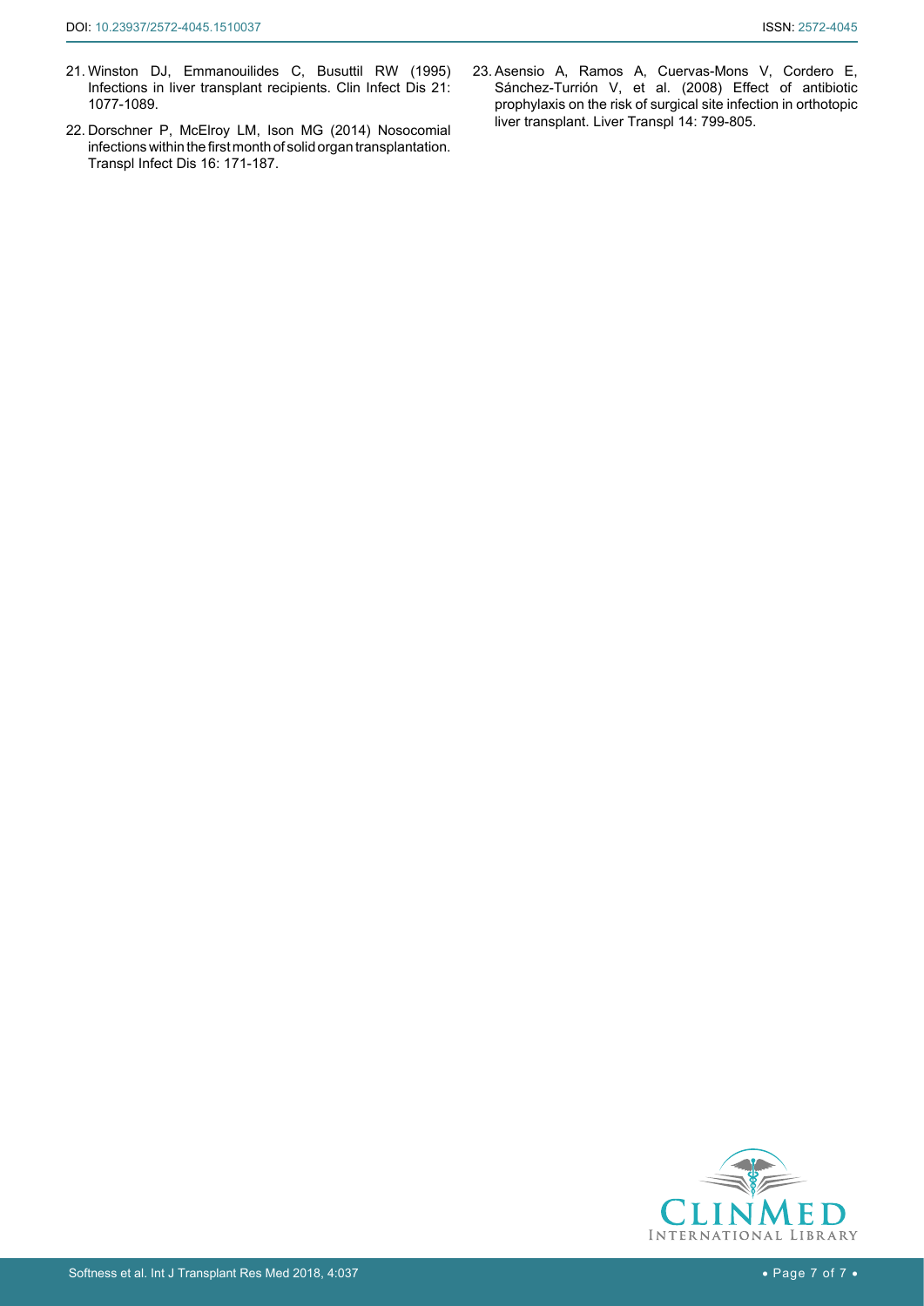21. Winston DJ, Emmanouilides C, Busuttil RW (1995) Infections in liver transplant recipients. Clin Infect Dis 21: 1077-1089.
22. Dorschner P, McElroy LM, Ison MG (2014) Nosocomial infections within the first month of solid organ transplantation. Transpl Infect Dis 16: 171-187.
23. Asensio A, Ramos A, Cuervas-Mons V, Cordero E, Sánchez-Turrión V, et al. (2008) Effect of antibiotic prophylaxis on the risk of surgical site infection in orthotopic liver transplant. Liver Transpl 14: 799-805.